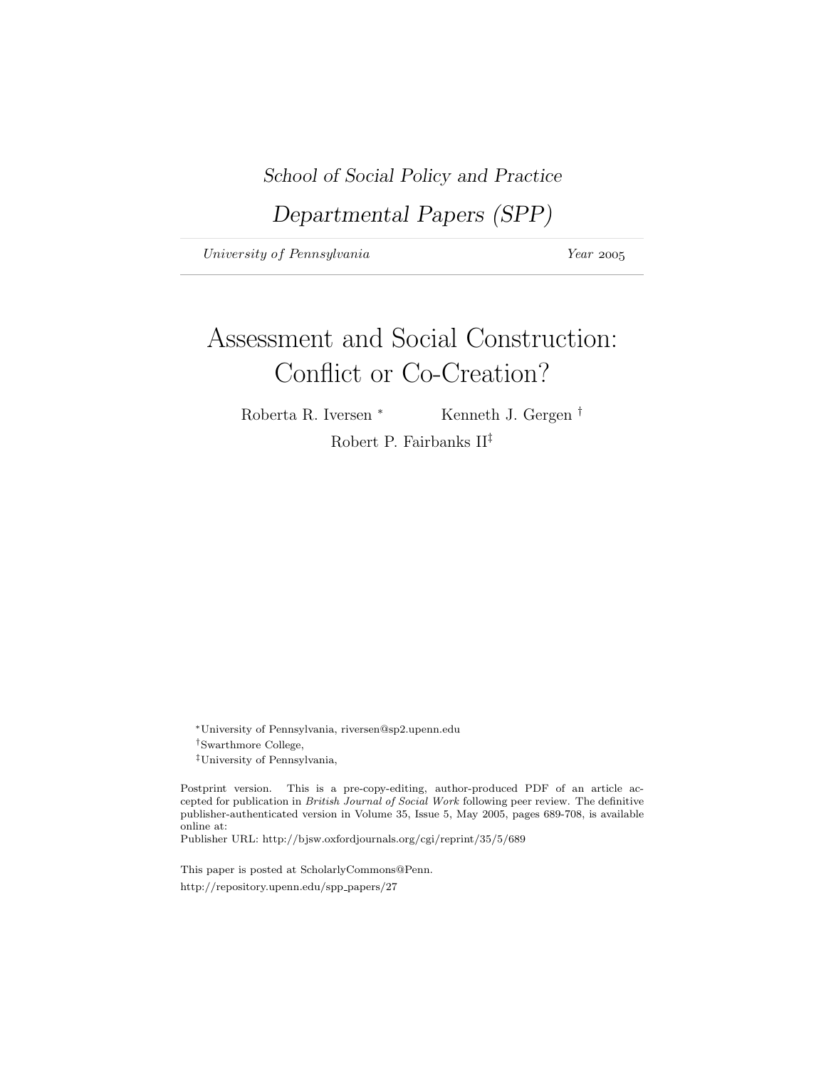*School of Social Policy and Practice*

*Departmental Papers (SPP)*

*University of Pennsylvania* *Year* 2005

# Assessment and Social Construction: Conflict or Co-Creation?

Roberta R. Iversen [*] Kenneth J. Gergen [†]

Robert P. Fairbanks II[‡]

[*]University of Pennsylvania, riversen@sp2.upenn.edu

[†]Swarthmore College,

[‡]University of Pennsylvania,

Postprint version. This is a pre-copy-editing, author-produced PDF of an article accepted for publication in *British Journal of Social Work* following peer review. The definitive publisher-authenticated version in Volume 35, Issue 5, May 2005, pages 689-708, is available online at:
Publisher URL: http://bjsw.oxfordjournals.org/cgi/reprint/35/5/689

This paper is posted at ScholarlyCommons@Penn.

http://repository.upenn.edu/spp_papers/27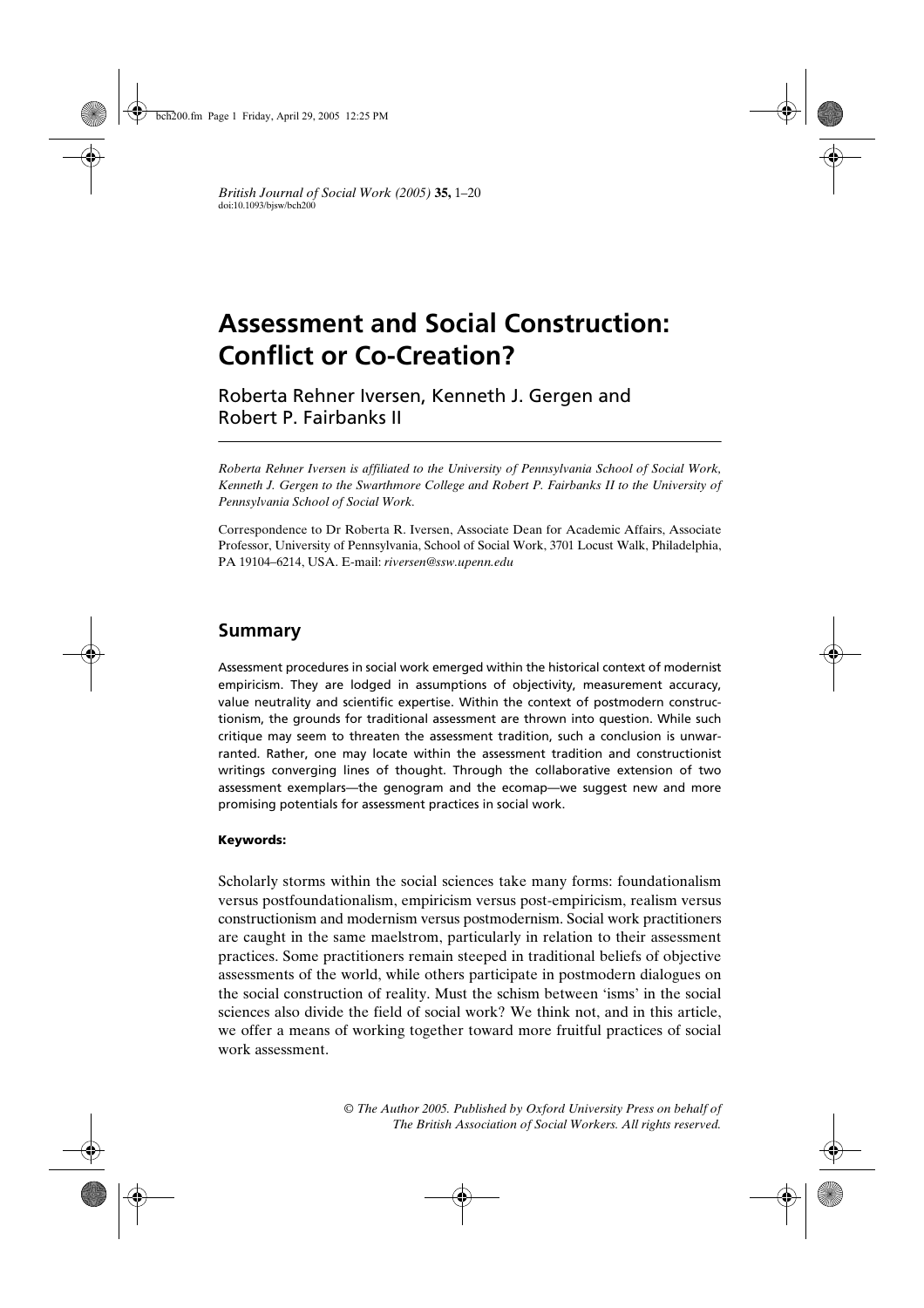# Assessment and Social Construction: Conflict or Co-Creation?

Roberta Rehner Iversen, Kenneth J. Gergen and Robert P. Fairbanks II

*Roberta Rehner Iversen is affiliated to the University of Pennsylvania School of Social Work, Kenneth J. Gergen to the Swarthmore College and Robert P. Fairbanks II to the University of Pennsylvania School of Social Work.*

Correspondence to Dr Roberta R. Iversen, Associate Dean for Academic Affairs, Associate Professor, University of Pennsylvania, School of Social Work, 3701 Locust Walk, Philadelphia, PA 19104–6214, USA. E-mail: *riversen@ssw.upenn.edu*

## Summary

Assessment procedures in social work emerged within the historical context of modernist empiricism. They are lodged in assumptions of objectivity, measurement accuracy, value neutrality and scientific expertise. Within the context of postmodern constructionism, the grounds for traditional assessment are thrown into question. While such critique may seem to threaten the assessment tradition, such a conclusion is unwarranted. Rather, one may locate within the assessment tradition and constructionist writings converging lines of thought. Through the collaborative extension of two assessment exemplars—the genogram and the ecomap—we suggest new and more promising potentials for assessment practices in social work.

**Keywords:**

Scholarly storms within the social sciences take many forms: foundationalism versus postfoundationalism, empiricism versus post-empiricism, realism versus constructionism and modernism versus postmodernism. Social work practitioners are caught in the same maelstrom, particularly in relation to their assessment practices. Some practitioners remain steeped in traditional beliefs of objective assessments of the world, while others participate in postmodern dialogues on the social construction of reality. Must the schism between 'isms' in the social sciences also divide the field of social work? We think not, and in this article, we offer a means of working together toward more fruitful practices of social work assessment.

*© The Author 2005. Published by Oxford University Press on behalf of The British Association of Social Workers. All rights reserved.*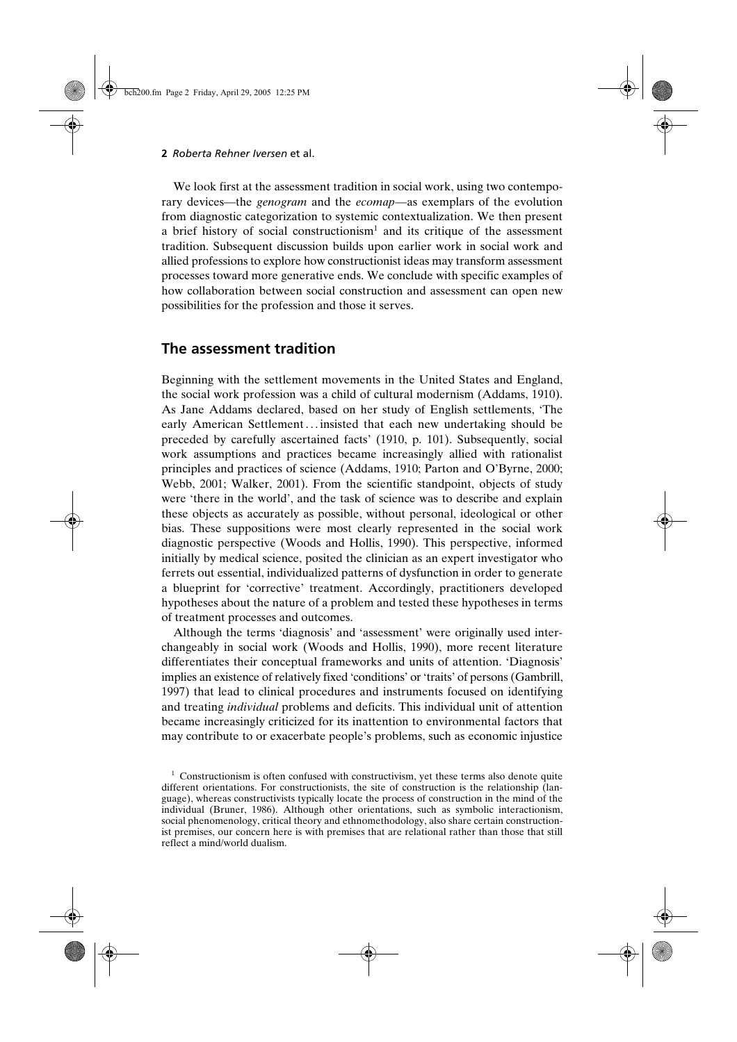We look first at the assessment tradition in social work, using two contemporary devices—the *genogram* and the *ecomap*—as exemplars of the evolution from diagnostic categorization to systemic contextualization. We then present a brief history of social constructionism[1] and its critique of the assessment tradition. Subsequent discussion builds upon earlier work in social work and allied professions to explore how constructionist ideas may transform assessment processes toward more generative ends. We conclude with specific examples of how collaboration between social construction and assessment can open new possibilities for the profession and those it serves.

## The assessment tradition

Beginning with the settlement movements in the United States and England, the social work profession was a child of cultural modernism (Addams, 1910). As Jane Addams declared, based on her study of English settlements, 'The early American Settlement . . . insisted that each new undertaking should be preceded by carefully ascertained facts' (1910, p. 101). Subsequently, social work assumptions and practices became increasingly allied with rationalist principles and practices of science (Addams, 1910; Parton and O'Byrne, 2000; Webb, 2001; Walker, 2001). From the scientific standpoint, objects of study were 'there in the world', and the task of science was to describe and explain these objects as accurately as possible, without personal, ideological or other bias. These suppositions were most clearly represented in the social work diagnostic perspective (Woods and Hollis, 1990). This perspective, informed initially by medical science, posited the clinician as an expert investigator who ferrets out essential, individualized patterns of dysfunction in order to generate a blueprint for 'corrective' treatment. Accordingly, practitioners developed hypotheses about the nature of a problem and tested these hypotheses in terms of treatment processes and outcomes.

Although the terms 'diagnosis' and 'assessment' were originally used interchangeably in social work (Woods and Hollis, 1990), more recent literature differentiates their conceptual frameworks and units of attention. 'Diagnosis' implies an existence of relatively fixed 'conditions' or 'traits' of persons (Gambrill, 1997) that lead to clinical procedures and instruments focused on identifying and treating *individual* problems and deficits. This individual unit of attention became increasingly criticized for its inattention to environmental factors that may contribute to or exacerbate people's problems, such as economic injustice

[1] Constructionism is often confused with constructivism, yet these terms also denote quite different orientations. For constructionists, the site of construction is the relationship (language), whereas constructivists typically locate the process of construction in the mind of the individual (Bruner, 1986). Although other orientations, such as symbolic interactionism, social phenomenology, critical theory and ethnomethodology, also share certain constructionist premises, our concern here is with premises that are relational rather than those that still reflect a mind/world dualism.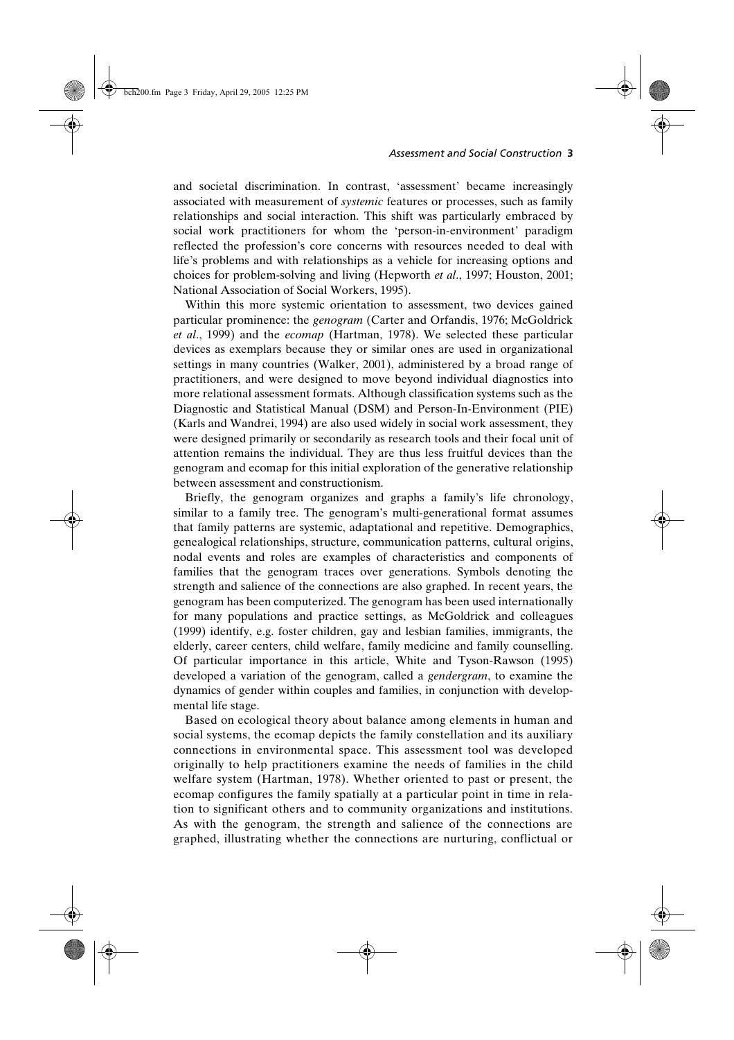and societal discrimination. In contrast, 'assessment' became increasingly associated with measurement of *systemic* features or processes, such as family relationships and social interaction. This shift was particularly embraced by social work practitioners for whom the 'person-in-environment' paradigm reflected the profession's core concerns with resources needed to deal with life's problems and with relationships as a vehicle for increasing options and choices for problem-solving and living (Hepworth *et al*., 1997; Houston, 2001; National Association of Social Workers, 1995).

Within this more systemic orientation to assessment, two devices gained particular prominence: the *genogram* (Carter and Orfandis, 1976; McGoldrick *et al*., 1999) and the *ecomap* (Hartman, 1978). We selected these particular devices as exemplars because they or similar ones are used in organizational settings in many countries (Walker, 2001), administered by a broad range of practitioners, and were designed to move beyond individual diagnostics into more relational assessment formats. Although classification systems such as the Diagnostic and Statistical Manual (DSM) and Person-In-Environment (PIE) (Karls and Wandrei, 1994) are also used widely in social work assessment, they were designed primarily or secondarily as research tools and their focal unit of attention remains the individual. They are thus less fruitful devices than the genogram and ecomap for this initial exploration of the generative relationship between assessment and constructionism.

Briefly, the genogram organizes and graphs a family's life chronology, similar to a family tree. The genogram's multi-generational format assumes that family patterns are systemic, adaptational and repetitive. Demographics, genealogical relationships, structure, communication patterns, cultural origins, nodal events and roles are examples of characteristics and components of families that the genogram traces over generations. Symbols denoting the strength and salience of the connections are also graphed. In recent years, the genogram has been computerized. The genogram has been used internationally for many populations and practice settings, as McGoldrick and colleagues (1999) identify, e.g. foster children, gay and lesbian families, immigrants, the elderly, career centers, child welfare, family medicine and family counselling. Of particular importance in this article, White and Tyson-Rawson (1995) developed a variation of the genogram, called a *gendergram*, to examine the dynamics of gender within couples and families, in conjunction with developmental life stage.

Based on ecological theory about balance among elements in human and social systems, the ecomap depicts the family constellation and its auxiliary connections in environmental space. This assessment tool was developed originally to help practitioners examine the needs of families in the child welfare system (Hartman, 1978). Whether oriented to past or present, the ecomap configures the family spatially at a particular point in time in relation to significant others and to community organizations and institutions. As with the genogram, the strength and salience of the connections are graphed, illustrating whether the connections are nurturing, conflictual or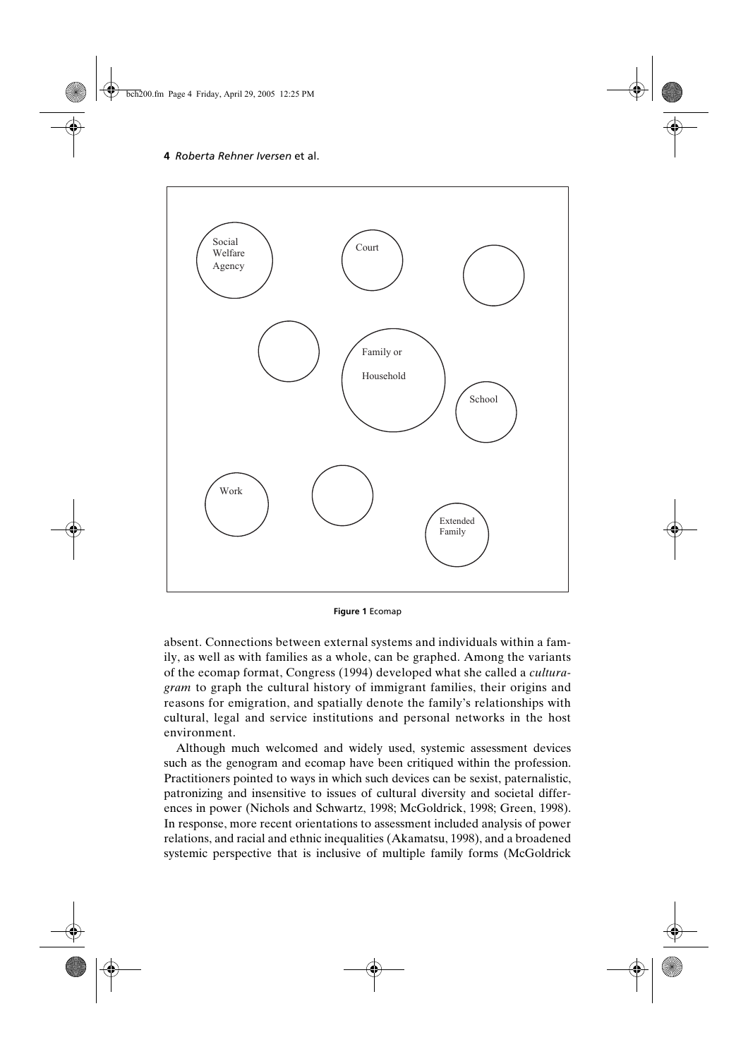Social Welfare Agency

Court

Family or Household

School

Work

Extended Family

**Figure 1** Ecomap

absent. Connections between external systems and individuals within a family, as well as with families as a whole, can be graphed. Among the variants of the ecomap format, Congress (1994) developed what she called a *culturagram* to graph the cultural history of immigrant families, their origins and reasons for emigration, and spatially denote the family's relationships with cultural, legal and service institutions and personal networks in the host environment.

Although much welcomed and widely used, systemic assessment devices such as the genogram and ecomap have been critiqued within the profession. Practitioners pointed to ways in which such devices can be sexist, paternalistic, patronizing and insensitive to issues of cultural diversity and societal differences in power (Nichols and Schwartz, 1998; McGoldrick, 1998; Green, 1998). In response, more recent orientations to assessment included analysis of power relations, and racial and ethnic inequalities (Akamatsu, 1998), and a broadened systemic perspective that is inclusive of multiple family forms (McGoldrick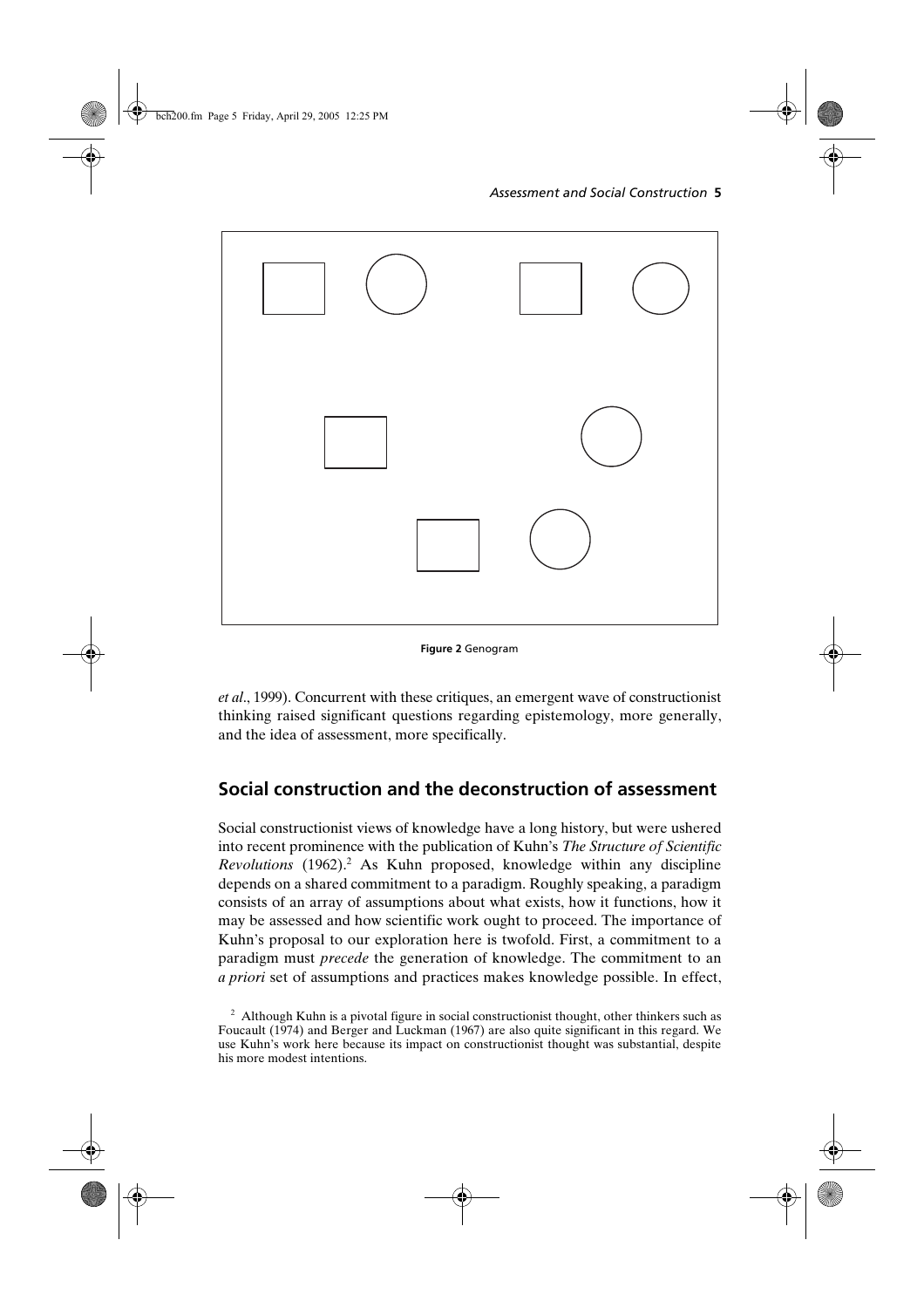Figure 2 Genogram

*et al*., 1999). Concurrent with these critiques, an emergent wave of constructionist thinking raised significant questions regarding epistemology, more generally, and the idea of assessment, more specifically.

## Social construction and the deconstruction of assessment

Social constructionist views of knowledge have a long history, but were ushered into recent prominence with the publication of Kuhn's *The Structure of Scientific Revolutions* (1962).[2] As Kuhn proposed, knowledge within any discipline depends on a shared commitment to a paradigm. Roughly speaking, a paradigm consists of an array of assumptions about what exists, how it functions, how it may be assessed and how scientific work ought to proceed. The importance of Kuhn's proposal to our exploration here is twofold. First, a commitment to a paradigm must *precede* the generation of knowledge. The commitment to an *a priori* set of assumptions and practices makes knowledge possible. In effect,

[2] Although Kuhn is a pivotal figure in social constructionist thought, other thinkers such as Foucault (1974) and Berger and Luckman (1967) are also quite significant in this regard. We use Kuhn's work here because its impact on constructionist thought was substantial, despite his more modest intentions.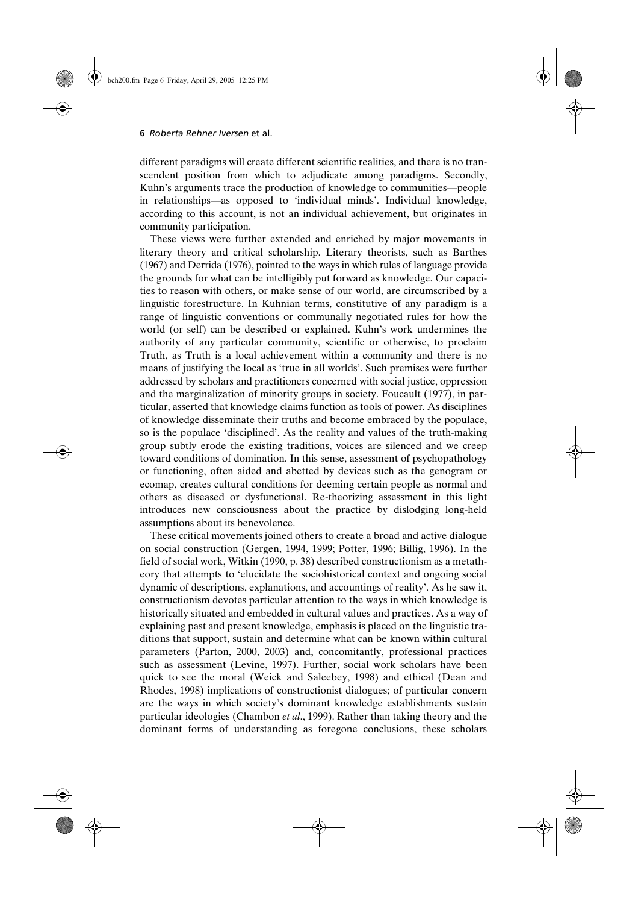different paradigms will create different scientific realities, and there is no transcendent position from which to adjudicate among paradigms. Secondly, Kuhn's arguments trace the production of knowledge to communities—people in relationships—as opposed to 'individual minds'. Individual knowledge, according to this account, is not an individual achievement, but originates in community participation.

These views were further extended and enriched by major movements in literary theory and critical scholarship. Literary theorists, such as Barthes (1967) and Derrida (1976), pointed to the ways in which rules of language provide the grounds for what can be intelligibly put forward as knowledge. Our capacities to reason with others, or make sense of our world, are circumscribed by a linguistic forestructure. In Kuhnian terms, constitutive of any paradigm is a range of linguistic conventions or communally negotiated rules for how the world (or self) can be described or explained. Kuhn's work undermines the authority of any particular community, scientific or otherwise, to proclaim Truth, as Truth is a local achievement within a community and there is no means of justifying the local as 'true in all worlds'. Such premises were further addressed by scholars and practitioners concerned with social justice, oppression and the marginalization of minority groups in society. Foucault (1977), in particular, asserted that knowledge claims function as tools of power. As disciplines of knowledge disseminate their truths and become embraced by the populace, so is the populace 'disciplined'. As the reality and values of the truth-making group subtly erode the existing traditions, voices are silenced and we creep toward conditions of domination. In this sense, assessment of psychopathology or functioning, often aided and abetted by devices such as the genogram or ecomap, creates cultural conditions for deeming certain people as normal and others as diseased or dysfunctional. Re-theorizing assessment in this light introduces new consciousness about the practice by dislodging long-held assumptions about its benevolence.

These critical movements joined others to create a broad and active dialogue on social construction (Gergen, 1994, 1999; Potter, 1996; Billig, 1996). In the field of social work, Witkin (1990, p. 38) described constructionism as a metatheory that attempts to 'elucidate the sociohistorical context and ongoing social dynamic of descriptions, explanations, and accountings of reality'. As he saw it, constructionism devotes particular attention to the ways in which knowledge is historically situated and embedded in cultural values and practices. As a way of explaining past and present knowledge, emphasis is placed on the linguistic traditions that support, sustain and determine what can be known within cultural parameters (Parton, 2000, 2003) and, concomitantly, professional practices such as assessment (Levine, 1997). Further, social work scholars have been quick to see the moral (Weick and Saleebey, 1998) and ethical (Dean and Rhodes, 1998) implications of constructionist dialogues; of particular concern are the ways in which society's dominant knowledge establishments sustain particular ideologies (Chambon *et al*., 1999). Rather than taking theory and the dominant forms of understanding as foregone conclusions, these scholars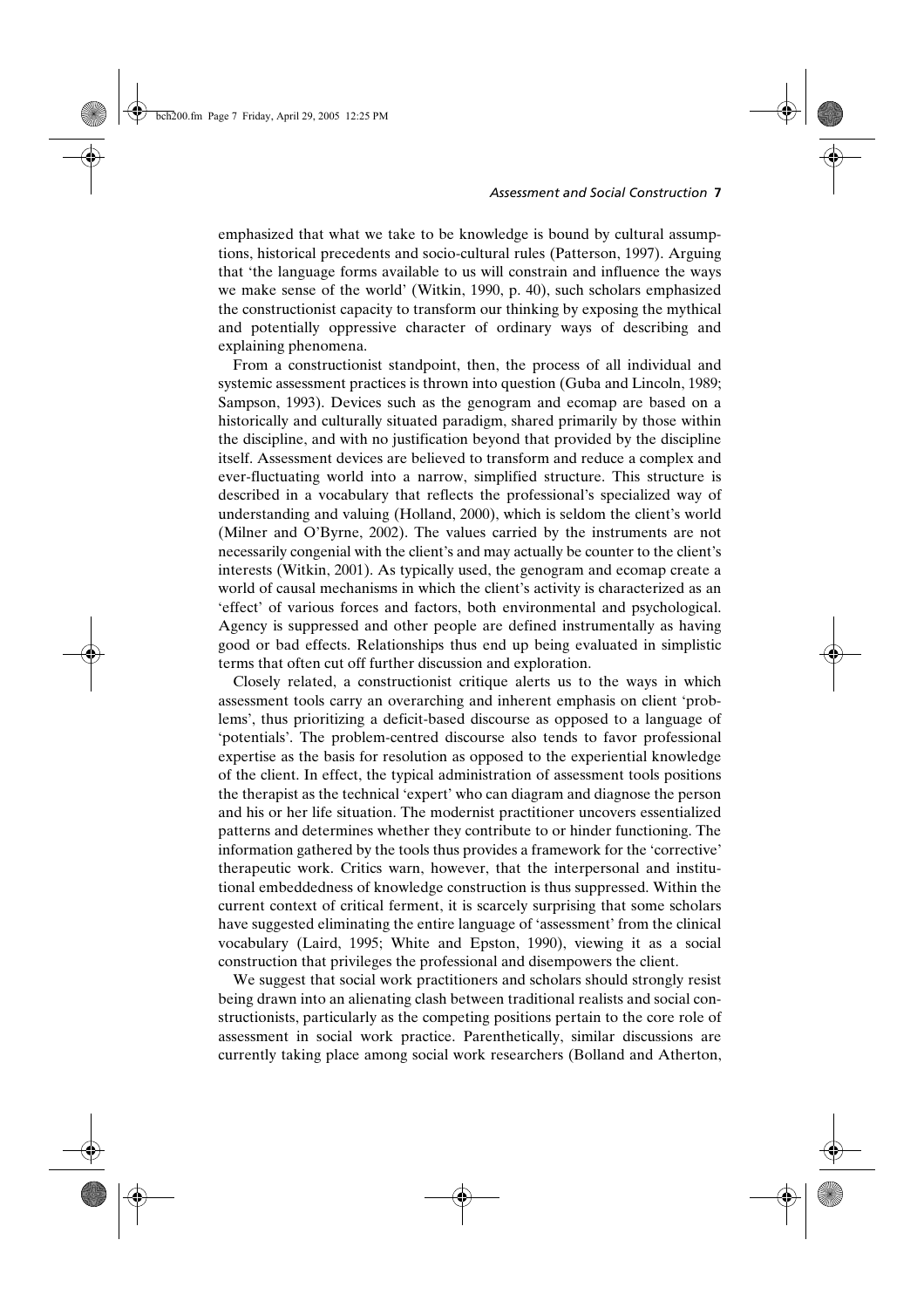emphasized that what we take to be knowledge is bound by cultural assumptions, historical precedents and socio-cultural rules (Patterson, 1997). Arguing that 'the language forms available to us will constrain and influence the ways we make sense of the world' (Witkin, 1990, p. 40), such scholars emphasized the constructionist capacity to transform our thinking by exposing the mythical and potentially oppressive character of ordinary ways of describing and explaining phenomena.

From a constructionist standpoint, then, the process of all individual and systemic assessment practices is thrown into question (Guba and Lincoln, 1989; Sampson, 1993). Devices such as the genogram and ecomap are based on a historically and culturally situated paradigm, shared primarily by those within the discipline, and with no justification beyond that provided by the discipline itself. Assessment devices are believed to transform and reduce a complex and ever-fluctuating world into a narrow, simplified structure. This structure is described in a vocabulary that reflects the professional's specialized way of understanding and valuing (Holland, 2000), which is seldom the client's world (Milner and O'Byrne, 2002). The values carried by the instruments are not necessarily congenial with the client's and may actually be counter to the client's interests (Witkin, 2001). As typically used, the genogram and ecomap create a world of causal mechanisms in which the client's activity is characterized as an 'effect' of various forces and factors, both environmental and psychological. Agency is suppressed and other people are defined instrumentally as having good or bad effects. Relationships thus end up being evaluated in simplistic terms that often cut off further discussion and exploration.

Closely related, a constructionist critique alerts us to the ways in which assessment tools carry an overarching and inherent emphasis on client 'problems', thus prioritizing a deficit-based discourse as opposed to a language of 'potentials'. The problem-centred discourse also tends to favor professional expertise as the basis for resolution as opposed to the experiential knowledge of the client. In effect, the typical administration of assessment tools positions the therapist as the technical 'expert' who can diagram and diagnose the person and his or her life situation. The modernist practitioner uncovers essentialized patterns and determines whether they contribute to or hinder functioning. The information gathered by the tools thus provides a framework for the 'corrective' therapeutic work. Critics warn, however, that the interpersonal and institutional embeddedness of knowledge construction is thus suppressed. Within the current context of critical ferment, it is scarcely surprising that some scholars have suggested eliminating the entire language of 'assessment' from the clinical vocabulary (Laird, 1995; White and Epston, 1990), viewing it as a social construction that privileges the professional and disempowers the client.

We suggest that social work practitioners and scholars should strongly resist being drawn into an alienating clash between traditional realists and social constructionists, particularly as the competing positions pertain to the core role of assessment in social work practice. Parenthetically, similar discussions are currently taking place among social work researchers (Bolland and Atherton,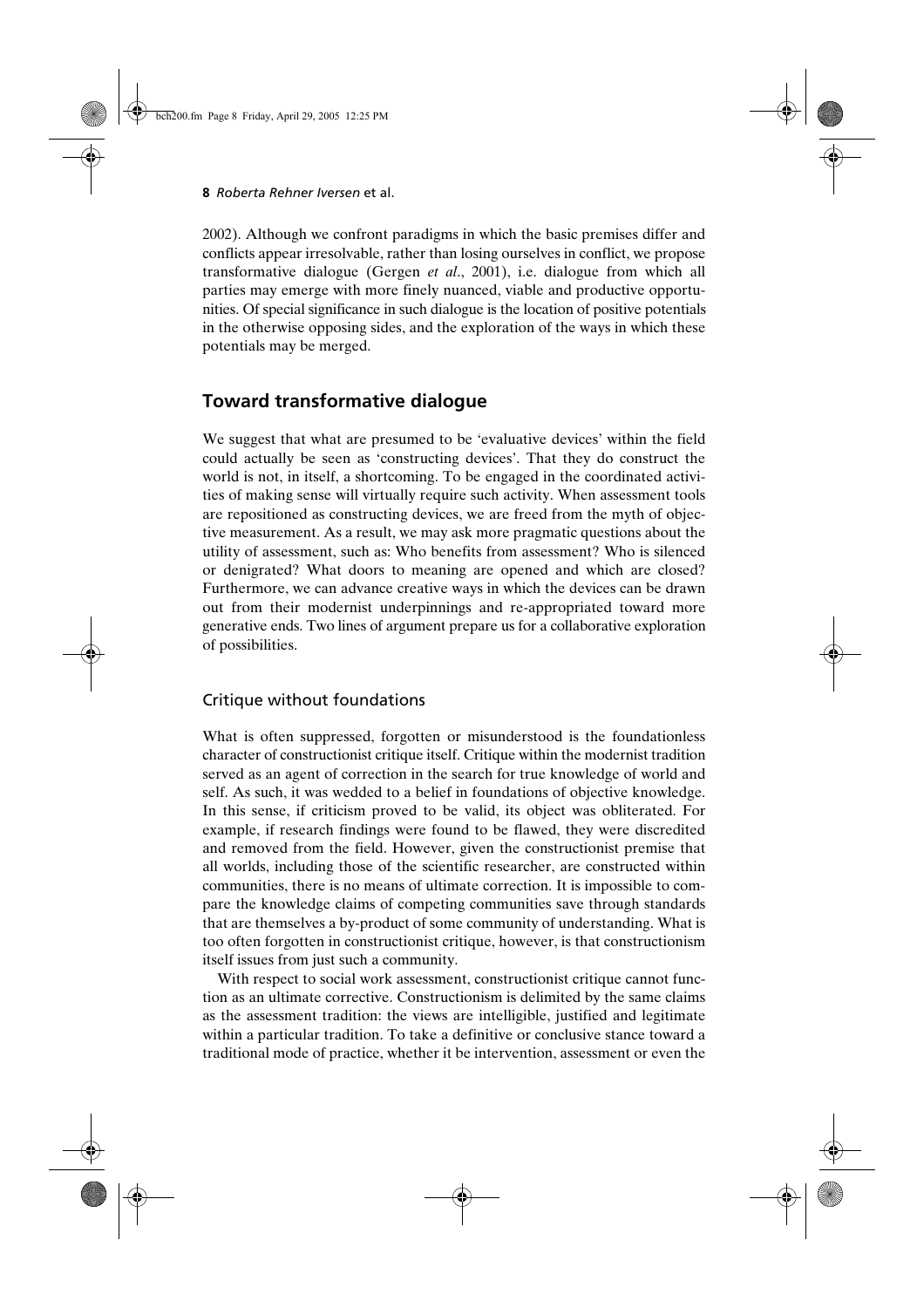2002). Although we confront paradigms in which the basic premises differ and conflicts appear irresolvable, rather than losing ourselves in conflict, we propose transformative dialogue (Gergen *et al*., 2001), i.e. dialogue from which all parties may emerge with more finely nuanced, viable and productive opportunities. Of special significance in such dialogue is the location of positive potentials in the otherwise opposing sides, and the exploration of the ways in which these potentials may be merged.

## Toward transformative dialogue

We suggest that what are presumed to be 'evaluative devices' within the field could actually be seen as 'constructing devices'. That they do construct the world is not, in itself, a shortcoming. To be engaged in the coordinated activities of making sense will virtually require such activity. When assessment tools are repositioned as constructing devices, we are freed from the myth of objective measurement. As a result, we may ask more pragmatic questions about the utility of assessment, such as: Who benefits from assessment? Who is silenced or denigrated? What doors to meaning are opened and which are closed? Furthermore, we can advance creative ways in which the devices can be drawn out from their modernist underpinnings and re-appropriated toward more generative ends. Two lines of argument prepare us for a collaborative exploration of possibilities.

### Critique without foundations

What is often suppressed, forgotten or misunderstood is the foundationless character of constructionist critique itself. Critique within the modernist tradition served as an agent of correction in the search for true knowledge of world and self. As such, it was wedded to a belief in foundations of objective knowledge. In this sense, if criticism proved to be valid, its object was obliterated. For example, if research findings were found to be flawed, they were discredited and removed from the field. However, given the constructionist premise that all worlds, including those of the scientific researcher, are constructed within communities, there is no means of ultimate correction. It is impossible to compare the knowledge claims of competing communities save through standards that are themselves a by-product of some community of understanding. What is too often forgotten in constructionist critique, however, is that constructionism itself issues from just such a community.

With respect to social work assessment, constructionist critique cannot function as an ultimate corrective. Constructionism is delimited by the same claims as the assessment tradition: the views are intelligible, justified and legitimate within a particular tradition. To take a definitive or conclusive stance toward a traditional mode of practice, whether it be intervention, assessment or even the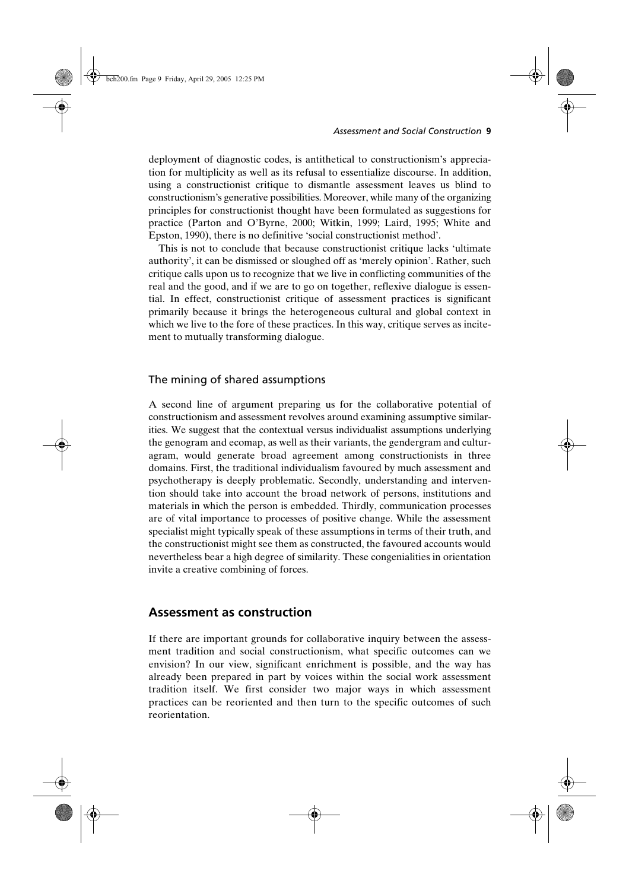deployment of diagnostic codes, is antithetical to constructionism's appreciation for multiplicity as well as its refusal to essentialize discourse. In addition, using a constructionist critique to dismantle assessment leaves us blind to constructionism's generative possibilities. Moreover, while many of the organizing principles for constructionist thought have been formulated as suggestions for practice (Parton and O'Byrne, 2000; Witkin, 1999; Laird, 1995; White and Epston, 1990), there is no definitive 'social constructionist method'.

This is not to conclude that because constructionist critique lacks 'ultimate authority', it can be dismissed or sloughed off as 'merely opinion'. Rather, such critique calls upon us to recognize that we live in conflicting communities of the real and the good, and if we are to go on together, reflexive dialogue is essential. In effect, constructionist critique of assessment practices is significant primarily because it brings the heterogeneous cultural and global context in which we live to the fore of these practices. In this way, critique serves as incitement to mutually transforming dialogue.

### The mining of shared assumptions

A second line of argument preparing us for the collaborative potential of constructionism and assessment revolves around examining assumptive similarities. We suggest that the contextual versus individualist assumptions underlying the genogram and ecomap, as well as their variants, the gendergram and culturagram, would generate broad agreement among constructionists in three domains. First, the traditional individualism favoured by much assessment and psychotherapy is deeply problematic. Secondly, understanding and intervention should take into account the broad network of persons, institutions and materials in which the person is embedded. Thirdly, communication processes are of vital importance to processes of positive change. While the assessment specialist might typically speak of these assumptions in terms of their truth, and the constructionist might see them as constructed, the favoured accounts would nevertheless bear a high degree of similarity. These congenialities in orientation invite a creative combining of forces.

## Assessment as construction

If there are important grounds for collaborative inquiry between the assessment tradition and social constructionism, what specific outcomes can we envision? In our view, significant enrichment is possible, and the way has already been prepared in part by voices within the social work assessment tradition itself. We first consider two major ways in which assessment practices can be reoriented and then turn to the specific outcomes of such reorientation.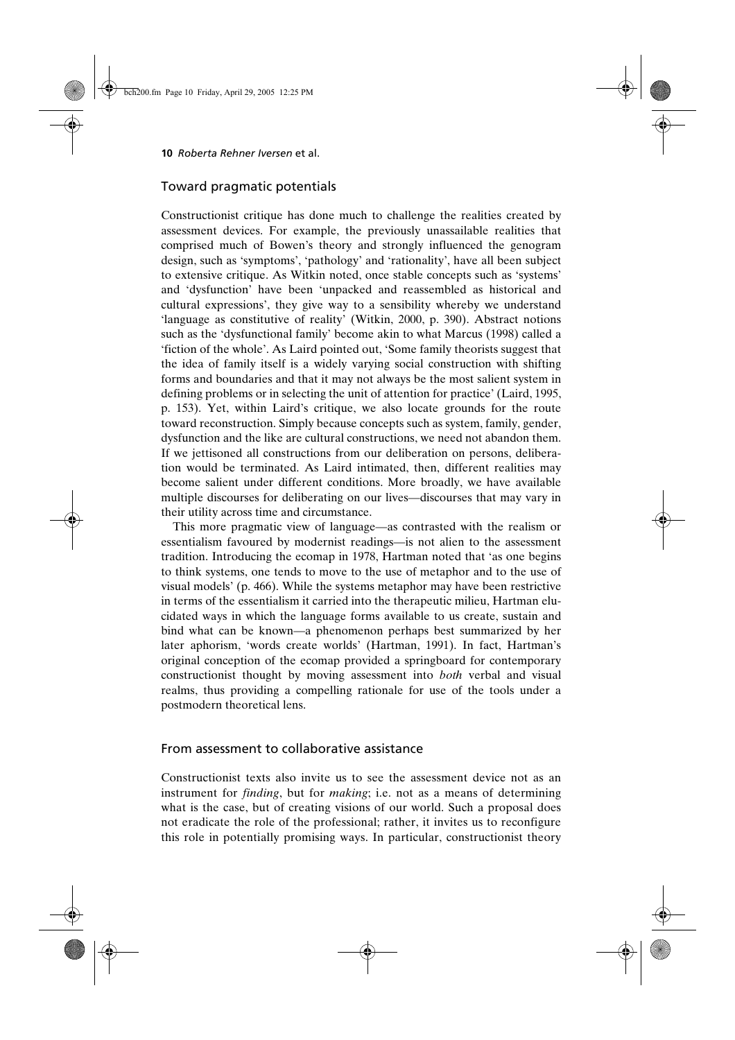## Toward pragmatic potentials

Constructionist critique has done much to challenge the realities created by assessment devices. For example, the previously unassailable realities that comprised much of Bowen's theory and strongly influenced the genogram design, such as 'symptoms', 'pathology' and 'rationality', have all been subject to extensive critique. As Witkin noted, once stable concepts such as 'systems' and 'dysfunction' have been 'unpacked and reassembled as historical and cultural expressions', they give way to a sensibility whereby we understand 'language as constitutive of reality' (Witkin, 2000, p. 390). Abstract notions such as the 'dysfunctional family' become akin to what Marcus (1998) called a 'fiction of the whole'. As Laird pointed out, 'Some family theorists suggest that the idea of family itself is a widely varying social construction with shifting forms and boundaries and that it may not always be the most salient system in defining problems or in selecting the unit of attention for practice' (Laird, 1995, p. 153). Yet, within Laird's critique, we also locate grounds for the route toward reconstruction. Simply because concepts such as system, family, gender, dysfunction and the like are cultural constructions, we need not abandon them. If we jettisoned all constructions from our deliberation on persons, deliberation would be terminated. As Laird intimated, then, different realities may become salient under different conditions. More broadly, we have available multiple discourses for deliberating on our lives—discourses that may vary in their utility across time and circumstance.

This more pragmatic view of language—as contrasted with the realism or essentialism favoured by modernist readings—is not alien to the assessment tradition. Introducing the ecomap in 1978, Hartman noted that 'as one begins to think systems, one tends to move to the use of metaphor and to the use of visual models' (p. 466). While the systems metaphor may have been restrictive in terms of the essentialism it carried into the therapeutic milieu, Hartman elucidated ways in which the language forms available to us create, sustain and bind what can be known—a phenomenon perhaps best summarized by her later aphorism, 'words create worlds' (Hartman, 1991). In fact, Hartman's original conception of the ecomap provided a springboard for contemporary constructionist thought by moving assessment into *both* verbal and visual realms, thus providing a compelling rationale for use of the tools under a postmodern theoretical lens.

## From assessment to collaborative assistance

Constructionist texts also invite us to see the assessment device not as an instrument for *finding*, but for *making*; i.e. not as a means of determining what is the case, but of creating visions of our world. Such a proposal does not eradicate the role of the professional; rather, it invites us to reconfigure this role in potentially promising ways. In particular, constructionist theory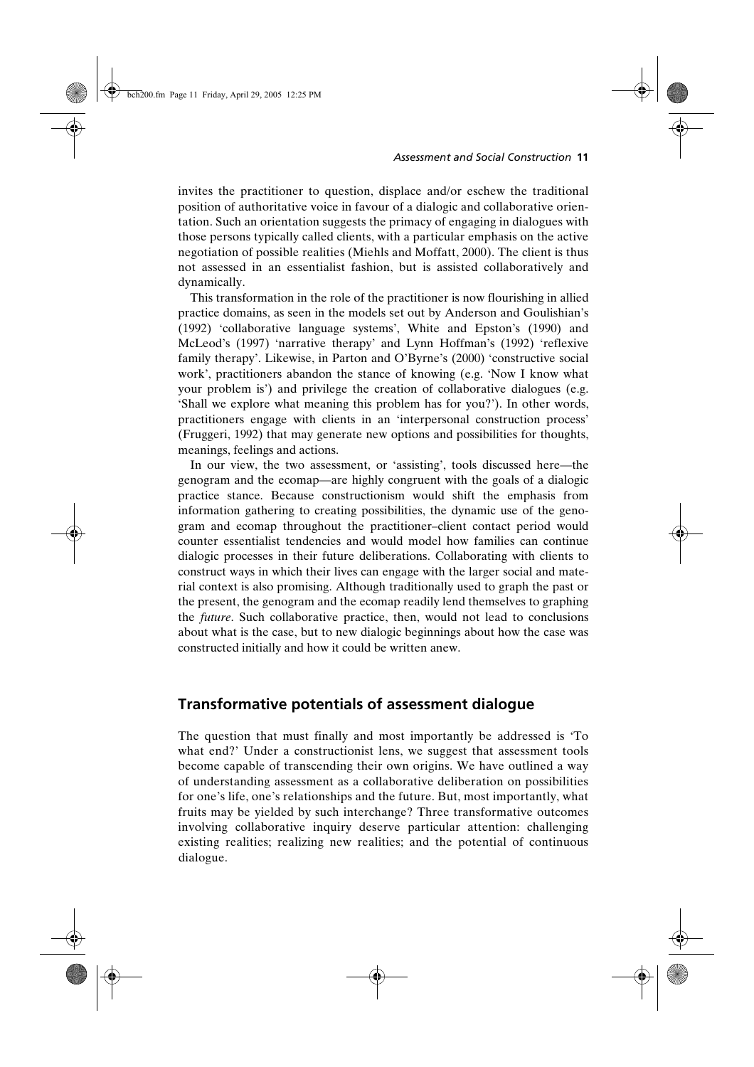invites the practitioner to question, displace and/or eschew the traditional position of authoritative voice in favour of a dialogic and collaborative orientation. Such an orientation suggests the primacy of engaging in dialogues with those persons typically called clients, with a particular emphasis on the active negotiation of possible realities (Miehls and Moffatt, 2000). The client is thus not assessed in an essentialist fashion, but is assisted collaboratively and dynamically.

This transformation in the role of the practitioner is now flourishing in allied practice domains, as seen in the models set out by Anderson and Goulishian's (1992) 'collaborative language systems', White and Epston's (1990) and McLeod's (1997) 'narrative therapy' and Lynn Hoffman's (1992) 'reflexive family therapy'. Likewise, in Parton and O'Byrne's (2000) 'constructive social work', practitioners abandon the stance of knowing (e.g. 'Now I know what your problem is') and privilege the creation of collaborative dialogues (e.g. 'Shall we explore what meaning this problem has for you?'). In other words, practitioners engage with clients in an 'interpersonal construction process' (Fruggeri, 1992) that may generate new options and possibilities for thoughts, meanings, feelings and actions.

In our view, the two assessment, or 'assisting', tools discussed here—the genogram and the ecomap—are highly congruent with the goals of a dialogic practice stance. Because constructionism would shift the emphasis from information gathering to creating possibilities, the dynamic use of the genogram and ecomap throughout the practitioner–client contact period would counter essentialist tendencies and would model how families can continue dialogic processes in their future deliberations. Collaborating with clients to construct ways in which their lives can engage with the larger social and material context is also promising. Although traditionally used to graph the past or the present, the genogram and the ecomap readily lend themselves to graphing the *future*. Such collaborative practice, then, would not lead to conclusions about what is the case, but to new dialogic beginnings about how the case was constructed initially and how it could be written anew.

## Transformative potentials of assessment dialogue

The question that must finally and most importantly be addressed is 'To what end?' Under a constructionist lens, we suggest that assessment tools become capable of transcending their own origins. We have outlined a way of understanding assessment as a collaborative deliberation on possibilities for one's life, one's relationships and the future. But, most importantly, what fruits may be yielded by such interchange? Three transformative outcomes involving collaborative inquiry deserve particular attention: challenging existing realities; realizing new realities; and the potential of continuous dialogue.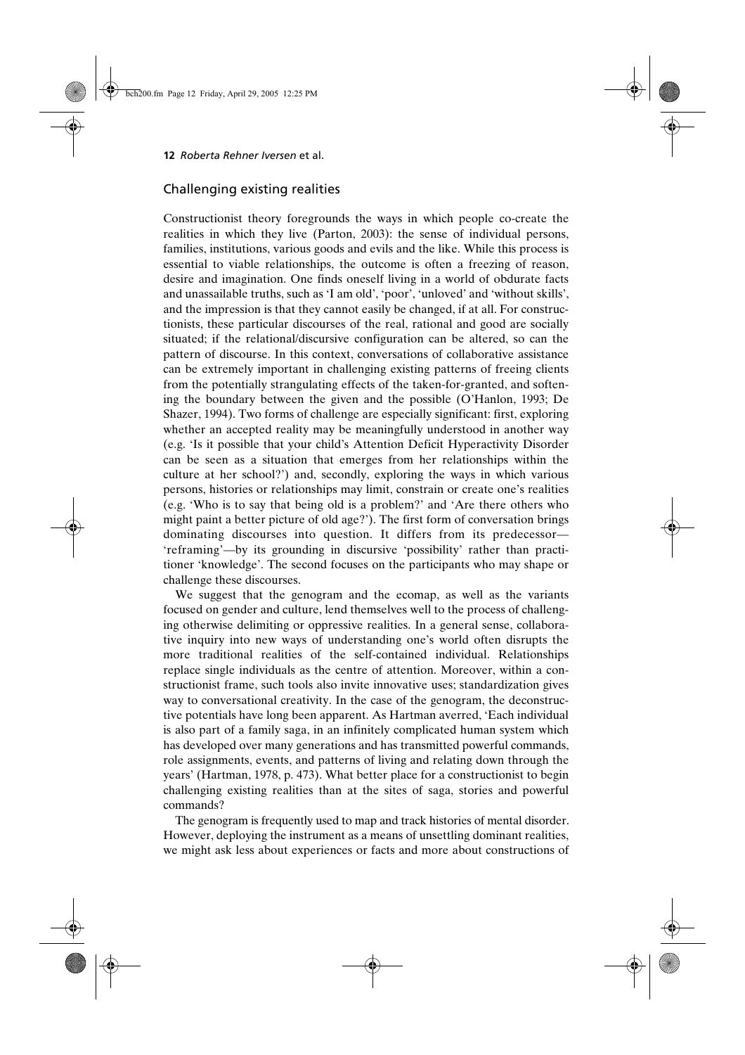## Challenging existing realities

Constructionist theory foregrounds the ways in which people co-create the realities in which they live (Parton, 2003): the sense of individual persons, families, institutions, various goods and evils and the like. While this process is essential to viable relationships, the outcome is often a freezing of reason, desire and imagination. One finds oneself living in a world of obdurate facts and unassailable truths, such as 'I am old', 'poor', 'unloved' and 'without skills', and the impression is that they cannot easily be changed, if at all. For constructionists, these particular discourses of the real, rational and good are socially situated; if the relational/discursive configuration can be altered, so can the pattern of discourse. In this context, conversations of collaborative assistance can be extremely important in challenging existing patterns of freeing clients from the potentially strangulating effects of the taken-for-granted, and softening the boundary between the given and the possible (O'Hanlon, 1993; De Shazer, 1994). Two forms of challenge are especially significant: first, exploring whether an accepted reality may be meaningfully understood in another way (e.g. 'Is it possible that your child's Attention Deficit Hyperactivity Disorder can be seen as a situation that emerges from her relationships within the culture at her school?') and, secondly, exploring the ways in which various persons, histories or relationships may limit, constrain or create one's realities (e.g. 'Who is to say that being old is a problem?' and 'Are there others who might paint a better picture of old age?'). The first form of conversation brings dominating discourses into question. It differs from its predecessor—'reframing'—by its grounding in discursive 'possibility' rather than practitioner 'knowledge'. The second focuses on the participants who may shape or challenge these discourses.

We suggest that the genogram and the ecomap, as well as the variants focused on gender and culture, lend themselves well to the process of challenging otherwise delimiting or oppressive realities. In a general sense, collaborative inquiry into new ways of understanding one's world often disrupts the more traditional realities of the self-contained individual. Relationships replace single individuals as the centre of attention. Moreover, within a constructionist frame, such tools also invite innovative uses; standardization gives way to conversational creativity. In the case of the genogram, the deconstructive potentials have long been apparent. As Hartman averred, 'Each individual is also part of a family saga, in an infinitely complicated human system which has developed over many generations and has transmitted powerful commands, role assignments, events, and patterns of living and relating down through the years' (Hartman, 1978, p. 473). What better place for a constructionist to begin challenging existing realities than at the sites of saga, stories and powerful commands?

The genogram is frequently used to map and track histories of mental disorder. However, deploying the instrument as a means of unsettling dominant realities, we might ask less about experiences or facts and more about constructions of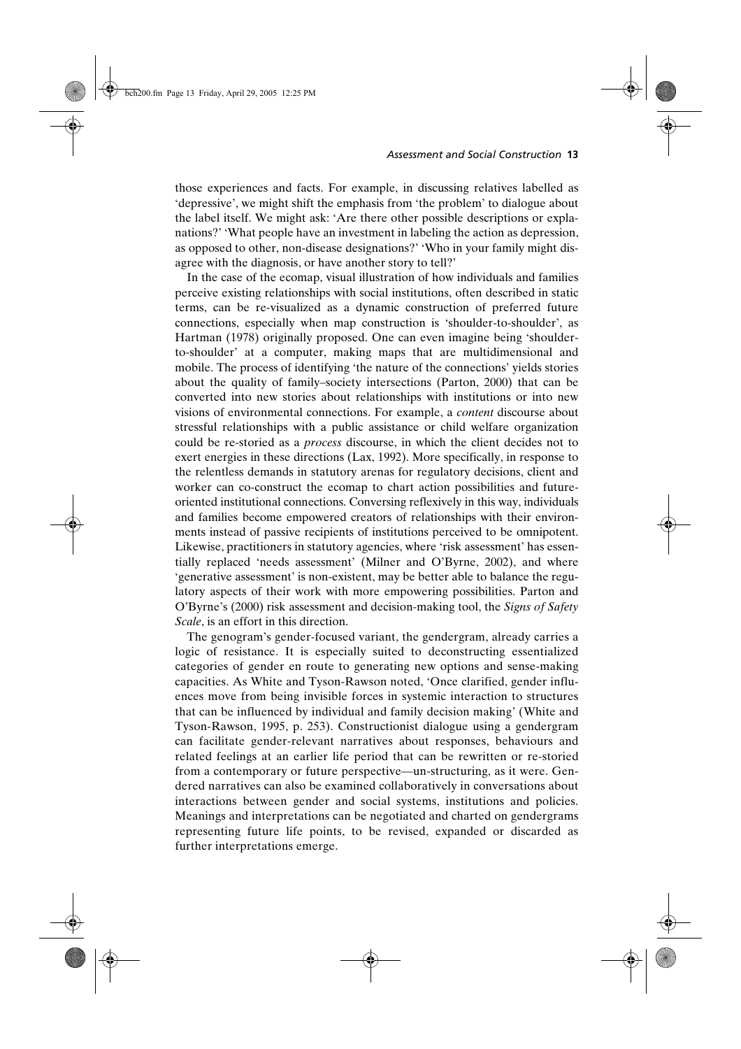those experiences and facts. For example, in discussing relatives labelled as 'depressive', we might shift the emphasis from 'the problem' to dialogue about the label itself. We might ask: 'Are there other possible descriptions or explanations?' 'What people have an investment in labeling the action as depression, as opposed to other, non-disease designations?' 'Who in your family might disagree with the diagnosis, or have another story to tell?'

In the case of the ecomap, visual illustration of how individuals and families perceive existing relationships with social institutions, often described in static terms, can be re-visualized as a dynamic construction of preferred future connections, especially when map construction is 'shoulder-to-shoulder', as Hartman (1978) originally proposed. One can even imagine being 'shoulder-to-shoulder' at a computer, making maps that are multidimensional and mobile. The process of identifying 'the nature of the connections' yields stories about the quality of family–society intersections (Parton, 2000) that can be converted into new stories about relationships with institutions or into new visions of environmental connections. For example, a *content* discourse about stressful relationships with a public assistance or child welfare organization could be re-storied as a *process* discourse, in which the client decides not to exert energies in these directions (Lax, 1992). More specifically, in response to the relentless demands in statutory arenas for regulatory decisions, client and worker can co-construct the ecomap to chart action possibilities and future-oriented institutional connections. Conversing reflexively in this way, individuals and families become empowered creators of relationships with their environments instead of passive recipients of institutions perceived to be omnipotent. Likewise, practitioners in statutory agencies, where 'risk assessment' has essentially replaced 'needs assessment' (Milner and O'Byrne, 2002), and where 'generative assessment' is non-existent, may be better able to balance the regulatory aspects of their work with more empowering possibilities. Parton and O'Byrne's (2000) risk assessment and decision-making tool, the *Signs of Safety Scale*, is an effort in this direction.

The genogram's gender-focused variant, the gendergram, already carries a logic of resistance. It is especially suited to deconstructing essentialized categories of gender en route to generating new options and sense-making capacities. As White and Tyson-Rawson noted, 'Once clarified, gender influences move from being invisible forces in systemic interaction to structures that can be influenced by individual and family decision making' (White and Tyson-Rawson, 1995, p. 253). Constructionist dialogue using a gendergram can facilitate gender-relevant narratives about responses, behaviours and related feelings at an earlier life period that can be rewritten or re-storied from a contemporary or future perspective—un-structuring, as it were. Gendered narratives can also be examined collaboratively in conversations about interactions between gender and social systems, institutions and policies. Meanings and interpretations can be negotiated and charted on gendergrams representing future life points, to be revised, expanded or discarded as further interpretations emerge.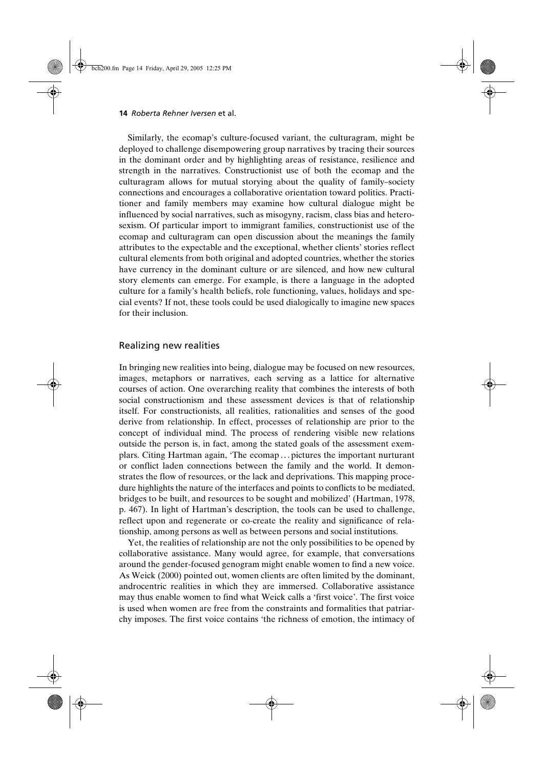Similarly, the ecomap's culture-focused variant, the culturagram, might be deployed to challenge disempowering group narratives by tracing their sources in the dominant order and by highlighting areas of resistance, resilience and strength in the narratives. Constructionist use of both the ecomap and the culturagram allows for mutual storying about the quality of family–society connections and encourages a collaborative orientation toward politics. Practitioner and family members may examine how cultural dialogue might be influenced by social narratives, such as misogyny, racism, class bias and heterosexism. Of particular import to immigrant families, constructionist use of the ecomap and culturagram can open discussion about the meanings the family attributes to the expectable and the exceptional, whether clients' stories reflect cultural elements from both original and adopted countries, whether the stories have currency in the dominant culture or are silenced, and how new cultural story elements can emerge. For example, is there a language in the adopted culture for a family's health beliefs, role functioning, values, holidays and special events? If not, these tools could be used dialogically to imagine new spaces for their inclusion.

## Realizing new realities

In bringing new realities into being, dialogue may be focused on new resources, images, metaphors or narratives, each serving as a lattice for alternative courses of action. One overarching reality that combines the interests of both social constructionism and these assessment devices is that of relationship itself. For constructionists, all realities, rationalities and senses of the good derive from relationship. In effect, processes of relationship are prior to the concept of individual mind. The process of rendering visible new relations outside the person is, in fact, among the stated goals of the assessment exemplars. Citing Hartman again, 'The ecomap . . . pictures the important nurturant or conflict laden connections between the family and the world. It demonstrates the flow of resources, or the lack and deprivations. This mapping procedure highlights the nature of the interfaces and points to conflicts to be mediated, bridges to be built, and resources to be sought and mobilized' (Hartman, 1978, p. 467). In light of Hartman's description, the tools can be used to challenge, reflect upon and regenerate or co-create the reality and significance of relationship, among persons as well as between persons and social institutions.

Yet, the realities of relationship are not the only possibilities to be opened by collaborative assistance. Many would agree, for example, that conversations around the gender-focused genogram might enable women to find a new voice. As Weick (2000) pointed out, women clients are often limited by the dominant, androcentric realities in which they are immersed. Collaborative assistance may thus enable women to find what Weick calls a 'first voice'. The first voice is used when women are free from the constraints and formalities that patriarchy imposes. The first voice contains 'the richness of emotion, the intimacy of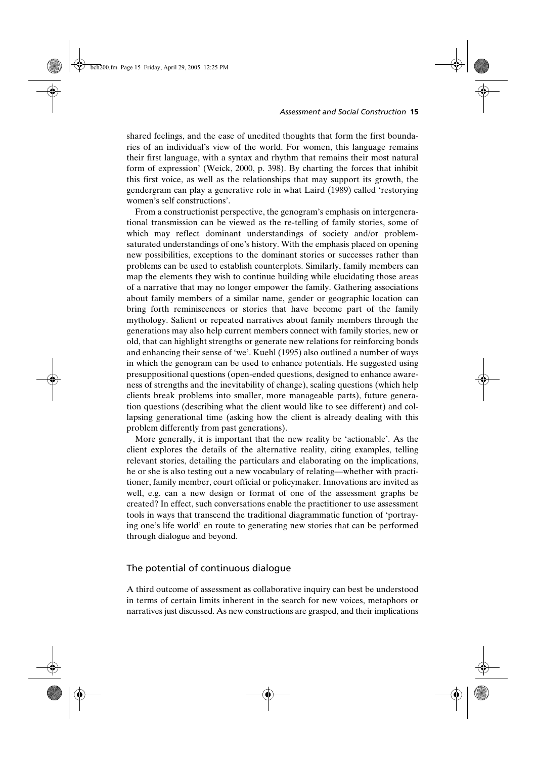shared feelings, and the ease of unedited thoughts that form the first boundaries of an individual's view of the world. For women, this language remains their first language, with a syntax and rhythm that remains their most natural form of expression' (Weick, 2000, p. 398). By charting the forces that inhibit this first voice, as well as the relationships that may support its growth, the gendergram can play a generative role in what Laird (1989) called 'restorying women's self constructions'.

From a constructionist perspective, the genogram's emphasis on intergenerational transmission can be viewed as the re-telling of family stories, some of which may reflect dominant understandings of society and/or problem-saturated understandings of one's history. With the emphasis placed on opening new possibilities, exceptions to the dominant stories or successes rather than problems can be used to establish counterplots. Similarly, family members can map the elements they wish to continue building while elucidating those areas of a narrative that may no longer empower the family. Gathering associations about family members of a similar name, gender or geographic location can bring forth reminiscences or stories that have become part of the family mythology. Salient or repeated narratives about family members through the generations may also help current members connect with family stories, new or old, that can highlight strengths or generate new relations for reinforcing bonds and enhancing their sense of 'we'. Kuehl (1995) also outlined a number of ways in which the genogram can be used to enhance potentials. He suggested using presuppositional questions (open-ended questions, designed to enhance awareness of strengths and the inevitability of change), scaling questions (which help clients break problems into smaller, more manageable parts), future generation questions (describing what the client would like to see different) and collapsing generational time (asking how the client is already dealing with this problem differently from past generations).

More generally, it is important that the new reality be 'actionable'. As the client explores the details of the alternative reality, citing examples, telling relevant stories, detailing the particulars and elaborating on the implications, he or she is also testing out a new vocabulary of relating—whether with practitioner, family member, court official or policymaker. Innovations are invited as well, e.g. can a new design or format of one of the assessment graphs be created? In effect, such conversations enable the practitioner to use assessment tools in ways that transcend the traditional diagrammatic function of 'portraying one's life world' en route to generating new stories that can be performed through dialogue and beyond.

## The potential of continuous dialogue

A third outcome of assessment as collaborative inquiry can best be understood in terms of certain limits inherent in the search for new voices, metaphors or narratives just discussed. As new constructions are grasped, and their implications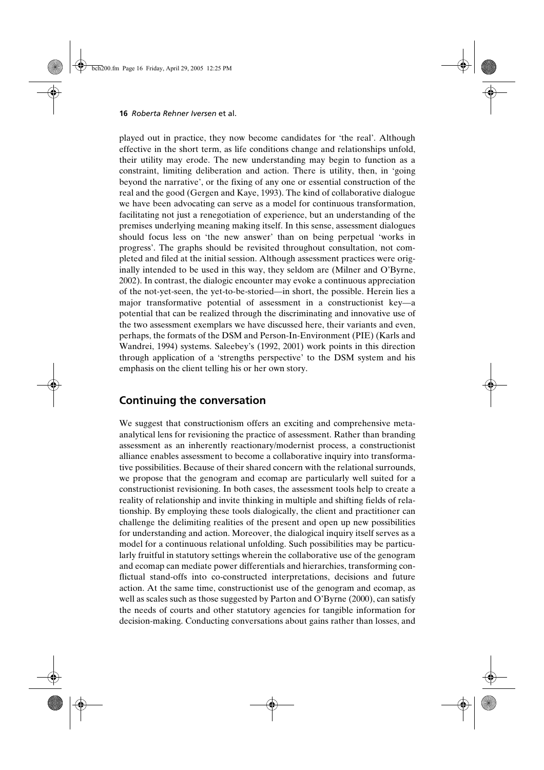played out in practice, they now become candidates for 'the real'. Although effective in the short term, as life conditions change and relationships unfold, their utility may erode. The new understanding may begin to function as a constraint, limiting deliberation and action. There is utility, then, in 'going beyond the narrative', or the fixing of any one or essential construction of the real and the good (Gergen and Kaye, 1993). The kind of collaborative dialogue we have been advocating can serve as a model for continuous transformation, facilitating not just a renegotiation of experience, but an understanding of the premises underlying meaning making itself. In this sense, assessment dialogues should focus less on 'the new answer' than on being perpetual 'works in progress'. The graphs should be revisited throughout consultation, not completed and filed at the initial session. Although assessment practices were originally intended to be used in this way, they seldom are (Milner and O'Byrne, 2002). In contrast, the dialogic encounter may evoke a continuous appreciation of the not-yet-seen, the yet-to-be-storied—in short, the possible. Herein lies a major transformative potential of assessment in a constructionist key—a potential that can be realized through the discriminating and innovative use of the two assessment exemplars we have discussed here, their variants and even, perhaps, the formats of the DSM and Person-In-Environment (PIE) (Karls and Wandrei, 1994) systems. Saleebey's (1992, 2001) work points in this direction through application of a 'strengths perspective' to the DSM system and his emphasis on the client telling his or her own story.

## Continuing the conversation

We suggest that constructionism offers an exciting and comprehensive meta-analytical lens for revisioning the practice of assessment. Rather than branding assessment as an inherently reactionary/modernist process, a constructionist alliance enables assessment to become a collaborative inquiry into transformative possibilities. Because of their shared concern with the relational surrounds, we propose that the genogram and ecomap are particularly well suited for a constructionist revisioning. In both cases, the assessment tools help to create a reality of relationship and invite thinking in multiple and shifting fields of relationship. By employing these tools dialogically, the client and practitioner can challenge the delimiting realities of the present and open up new possibilities for understanding and action. Moreover, the dialogical inquiry itself serves as a model for a continuous relational unfolding. Such possibilities may be particularly fruitful in statutory settings wherein the collaborative use of the genogram and ecomap can mediate power differentials and hierarchies, transforming conflictual stand-offs into co-constructed interpretations, decisions and future action. At the same time, constructionist use of the genogram and ecomap, as well as scales such as those suggested by Parton and O'Byrne (2000), can satisfy the needs of courts and other statutory agencies for tangible information for decision-making. Conducting conversations about gains rather than losses, and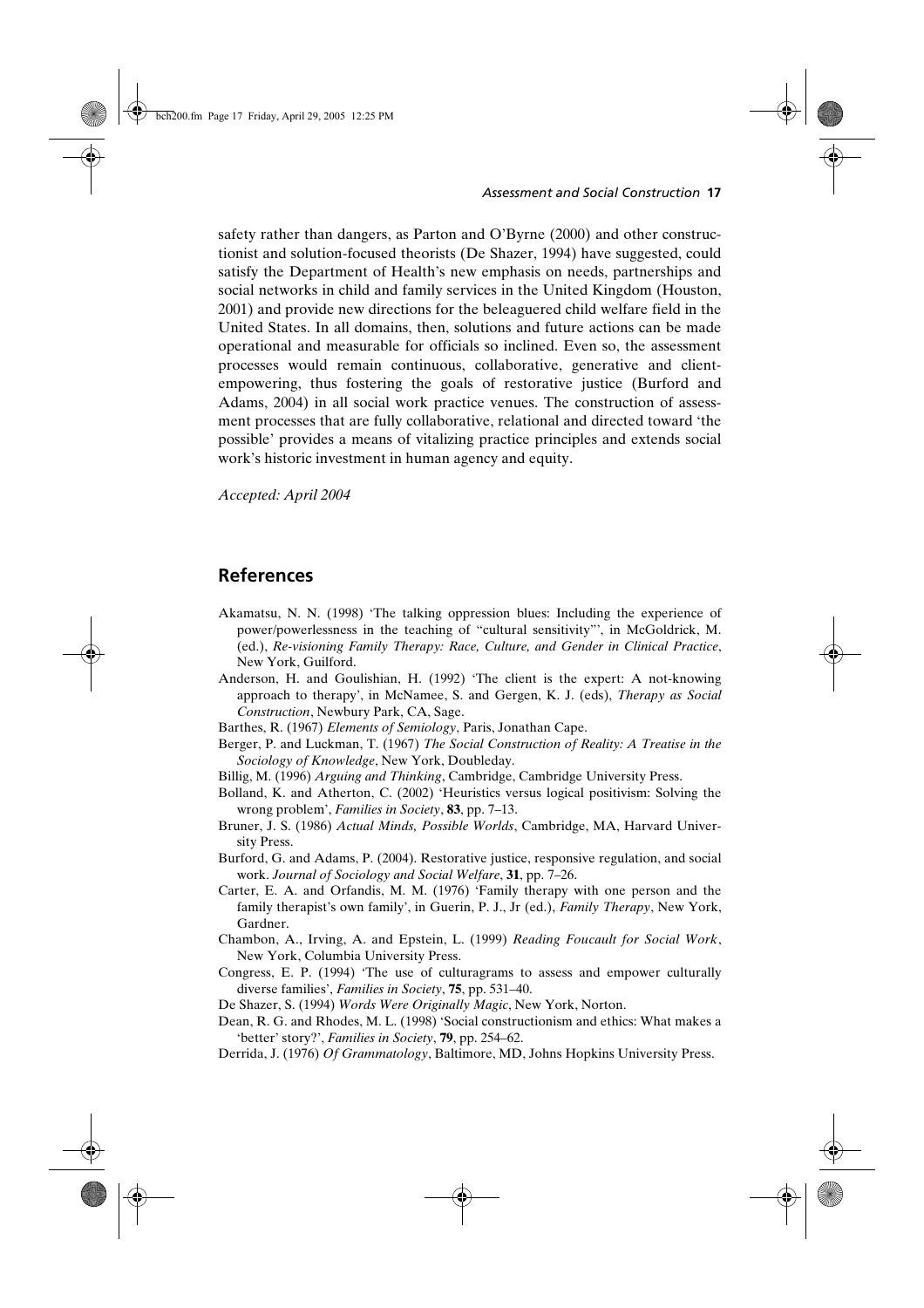safety rather than dangers, as Parton and O'Byrne (2000) and other constructionist and solution-focused theorists (De Shazer, 1994) have suggested, could satisfy the Department of Health's new emphasis on needs, partnerships and social networks in child and family services in the United Kingdom (Houston, 2001) and provide new directions for the beleaguered child welfare field in the United States. In all domains, then, solutions and future actions can be made operational and measurable for officials so inclined. Even so, the assessment processes would remain continuous, collaborative, generative and client-empowering, thus fostering the goals of restorative justice (Burford and Adams, 2004) in all social work practice venues. The construction of assessment processes that are fully collaborative, relational and directed toward 'the possible' provides a means of vitalizing practice principles and extends social work's historic investment in human agency and equity.

*Accepted: April 2004*

## References

Akamatsu, N. N. (1998) 'The talking oppression blues: Including the experience of power/powerlessness in the teaching of "cultural sensitivity"', in McGoldrick, M. (ed.), *Re-visioning Family Therapy: Race, Culture, and Gender in Clinical Practice*, New York, Guilford.

Anderson, H. and Goulishian, H. (1992) 'The client is the expert: A not-knowing approach to therapy', in McNamee, S. and Gergen, K. J. (eds), *Therapy as Social Construction*, Newbury Park, CA, Sage.

Barthes, R. (1967) *Elements of Semiology*, Paris, Jonathan Cape.

Berger, P. and Luckman, T. (1967) *The Social Construction of Reality: A Treatise in the Sociology of Knowledge*, New York, Doubleday.

Billig, M. (1996) *Arguing and Thinking*, Cambridge, Cambridge University Press.

Bolland, K. and Atherton, C. (2002) 'Heuristics versus logical positivism: Solving the wrong problem', *Families in Society*, **83**, pp. 7–13.

Bruner, J. S. (1986) *Actual Minds, Possible Worlds*, Cambridge, MA, Harvard University Press.

Burford, G. and Adams, P. (2004). Restorative justice, responsive regulation, and social work. *Journal of Sociology and Social Welfare*, **31**, pp. 7–26.

Carter, E. A. and Orfandis, M. M. (1976) 'Family therapy with one person and the family therapist's own family', in Guerin, P. J., Jr (ed.), *Family Therapy*, New York, Gardner.

Chambon, A., Irving, A. and Epstein, L. (1999) *Reading Foucault for Social Work*, New York, Columbia University Press.

Congress, E. P. (1994) 'The use of culturagrams to assess and empower culturally diverse families', *Families in Society*, **75**, pp. 531–40.

De Shazer, S. (1994) *Words Were Originally Magic*, New York, Norton.

Dean, R. G. and Rhodes, M. L. (1998) 'Social constructionism and ethics: What makes a 'better' story?', *Families in Society*, **79**, pp. 254–62.

Derrida, J. (1976) *Of Grammatology*, Baltimore, MD, Johns Hopkins University Press.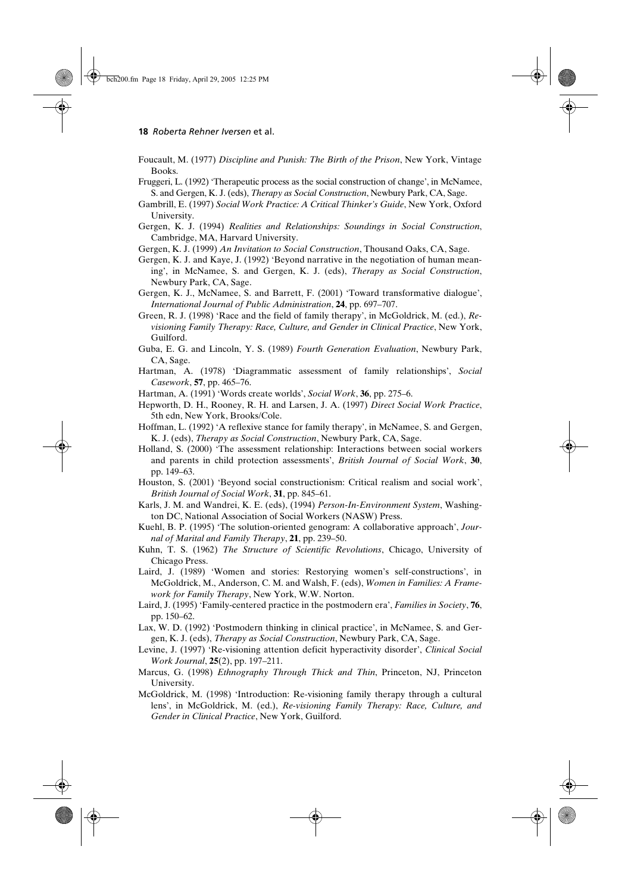Foucault, M. (1977) *Discipline and Punish: The Birth of the Prison*, New York, Vintage Books.

Fruggeri, L. (1992) 'Therapeutic process as the social construction of change', in McNamee, S. and Gergen, K. J. (eds), *Therapy as Social Construction*, Newbury Park, CA, Sage.

Gambrill, E. (1997) *Social Work Practice: A Critical Thinker's Guide*, New York, Oxford University.

Gergen, K. J. (1994) *Realities and Relationships: Soundings in Social Construction*, Cambridge, MA, Harvard University.

Gergen, K. J. (1999) *An Invitation to Social Construction*, Thousand Oaks, CA, Sage.

Gergen, K. J. and Kaye, J. (1992) 'Beyond narrative in the negotiation of human meaning', in McNamee, S. and Gergen, K. J. (eds), *Therapy as Social Construction*, Newbury Park, CA, Sage.

Gergen, K. J., McNamee, S. and Barrett, F. (2001) 'Toward transformative dialogue', *International Journal of Public Administration*, **24**, pp. 697–707.

Green, R. J. (1998) 'Race and the field of family therapy', in McGoldrick, M. (ed.), *Re-visioning Family Therapy: Race, Culture, and Gender in Clinical Practice*, New York, Guilford.

Guba, E. G. and Lincoln, Y. S. (1989) *Fourth Generation Evaluation*, Newbury Park, CA, Sage.

Hartman, A. (1978) 'Diagrammatic assessment of family relationships', *Social Casework*, **57**, pp. 465–76.

Hartman, A. (1991) 'Words create worlds', *Social Work*, **36**, pp. 275–6.

Hepworth, D. H., Rooney, R. H. and Larsen, J. A. (1997) *Direct Social Work Practice*, 5th edn, New York, Brooks/Cole.

Hoffman, L. (1992) 'A reflexive stance for family therapy', in McNamee, S. and Gergen, K. J. (eds), *Therapy as Social Construction*, Newbury Park, CA, Sage.

Holland, S. (2000) 'The assessment relationship: Interactions between social workers and parents in child protection assessments', *British Journal of Social Work*, **30**, pp. 149–63.

Houston, S. (2001) 'Beyond social constructionism: Critical realism and social work', *British Journal of Social Work*, **31**, pp. 845–61.

Karls, J. M. and Wandrei, K. E. (eds), (1994) *Person-In-Environment System*, Washington DC, National Association of Social Workers (NASW) Press.

Kuehl, B. P. (1995) 'The solution-oriented genogram: A collaborative approach', *Journal of Marital and Family Therapy*, **21**, pp. 239–50.

Kuhn, T. S. (1962) *The Structure of Scientific Revolutions*, Chicago, University of Chicago Press.

Laird, J. (1989) 'Women and stories: Restorying women's self-constructions', in McGoldrick, M., Anderson, C. M. and Walsh, F. (eds), *Women in Families: A Framework for Family Therapy*, New York, W.W. Norton.

Laird, J. (1995) 'Family-centered practice in the postmodern era', *Families in Society*, **76**, pp. 150–62.

Lax, W. D. (1992) 'Postmodern thinking in clinical practice', in McNamee, S. and Gergen, K. J. (eds), *Therapy as Social Construction*, Newbury Park, CA, Sage.

Levine, J. (1997) 'Re-visioning attention deficit hyperactivity disorder', *Clinical Social Work Journal*, **25**(2), pp. 197–211.

Marcus, G. (1998) *Ethnography Through Thick and Thin*, Princeton, NJ, Princeton University.

McGoldrick, M. (1998) 'Introduction: Re-visioning family therapy through a cultural lens', in McGoldrick, M. (ed.), *Re-visioning Family Therapy: Race, Culture, and Gender in Clinical Practice*, New York, Guilford.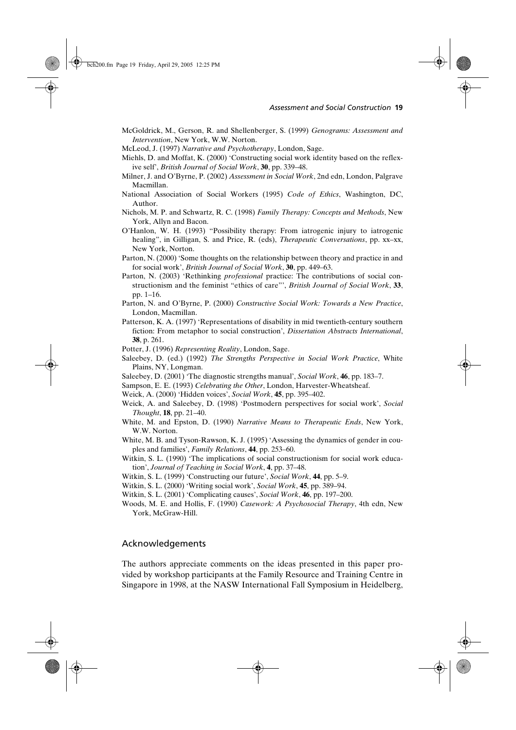McGoldrick, M., Gerson, R. and Shellenberger, S. (1999) *Genograms: Assessment and Intervention*, New York, W.W. Norton.

McLeod, J. (1997) *Narrative and Psychotherapy*, London, Sage.

Miehls, D. and Moffat, K. (2000) 'Constructing social work identity based on the reflexive self', *British Journal of Social Work*, **30**, pp. 339–48.

Milner, J. and O'Byrne, P. (2002) *Assessment in Social Work*, 2nd edn, London, Palgrave Macmillan.

National Association of Social Workers (1995) *Code of Ethics*, Washington, DC, Author.

Nichols, M. P. and Schwartz, R. C. (1998) *Family Therapy: Concepts and Methods*, New York, Allyn and Bacon.

O'Hanlon, W. H. (1993) "Possibility therapy: From iatrogenic injury to iatrogenic healing", in Gilligan, S. and Price, R. (eds), *Therapeutic Conversations*, pp. xx–xx, New York, Norton.

Parton, N. (2000) 'Some thoughts on the relationship between theory and practice in and for social work', *British Journal of Social Work*, **30**, pp. 449–63.

Parton, N. (2003) 'Rethinking *professional* practice: The contributions of social constructionism and the feminist "ethics of care"', *British Journal of Social Work*, **33**, pp. 1–16.

Parton, N. and O'Byrne, P. (2000) *Constructive Social Work: Towards a New Practice*, London, Macmillan.

Patterson, K. A. (1997) 'Representations of disability in mid twentieth-century southern fiction: From metaphor to social construction', *Dissertation Abstracts International*, **38**, p. 261.

Potter, J. (1996) *Representing Reality*, London, Sage.

Saleebey, D. (ed.) (1992) *The Strengths Perspective in Social Work Practice*, White Plains, NY, Longman.

Saleebey, D. (2001) 'The diagnostic strengths manual', *Social Work*, **46**, pp. 183–7.

Sampson, E. E. (1993) *Celebrating the Other*, London, Harvester-Wheatsheaf.

Weick, A. (2000) 'Hidden voices', *Social Work*, **45**, pp. 395–402.

Weick, A. and Saleebey, D. (1998) 'Postmodern perspectives for social work', *Social Thought*, **18**, pp. 21–40.

White, M. and Epston, D. (1990) *Narrative Means to Therapeutic Ends*, New York, W.W. Norton.

White, M. B. and Tyson-Rawson, K. J. (1995) 'Assessing the dynamics of gender in couples and families', *Family Relations*, **44**, pp. 253–60.

Witkin, S. L. (1990) 'The implications of social constructionism for social work education', *Journal of Teaching in Social Work*, **4**, pp. 37–48.

Witkin, S. L. (1999) 'Constructing our future', *Social Work*, **44**, pp. 5–9.

Witkin, S. L. (2000) 'Writing social work', *Social Work*, **45**, pp. 389–94.

Witkin, S. L. (2001) 'Complicating causes', *Social Work*, **46**, pp. 197–200.

Woods, M. E. and Hollis, F. (1990) *Casework: A Psychosocial Therapy*, 4th edn, New York, McGraw-Hill.

## Acknowledgements

The authors appreciate comments on the ideas presented in this paper provided by workshop participants at the Family Resource and Training Centre in Singapore in 1998, at the NASW International Fall Symposium in Heidelberg,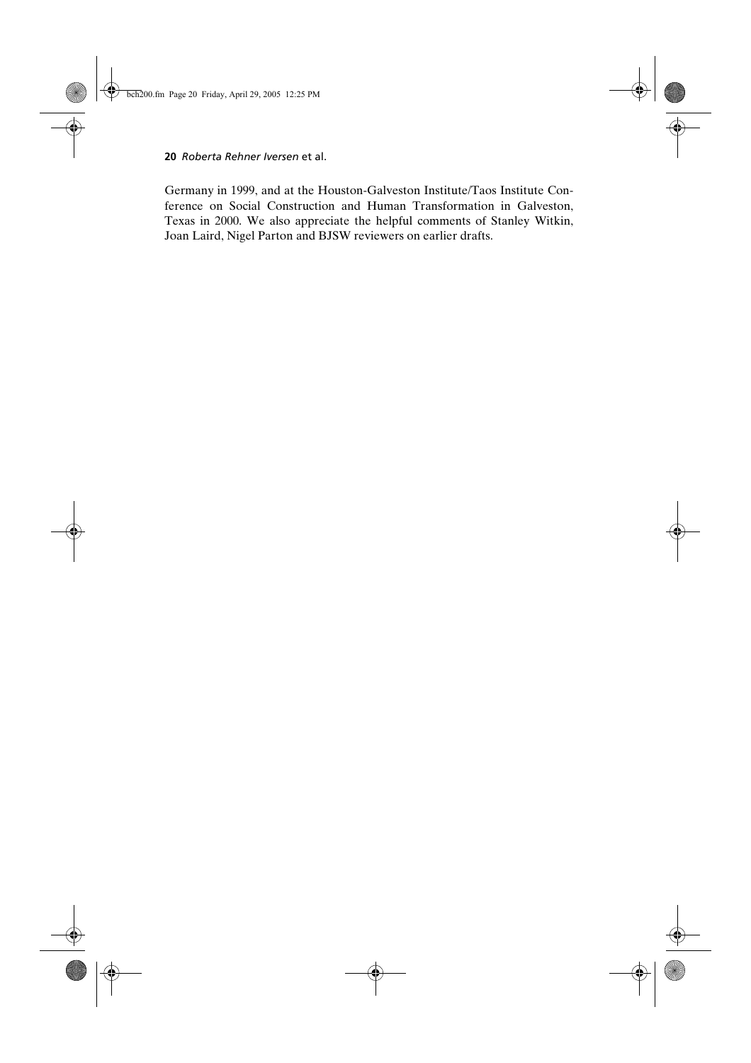Germany in 1999, and at the Houston-Galveston Institute/Taos Institute Conference on Social Construction and Human Transformation in Galveston, Texas in 2000. We also appreciate the helpful comments of Stanley Witkin, Joan Laird, Nigel Parton and BJSW reviewers on earlier drafts.